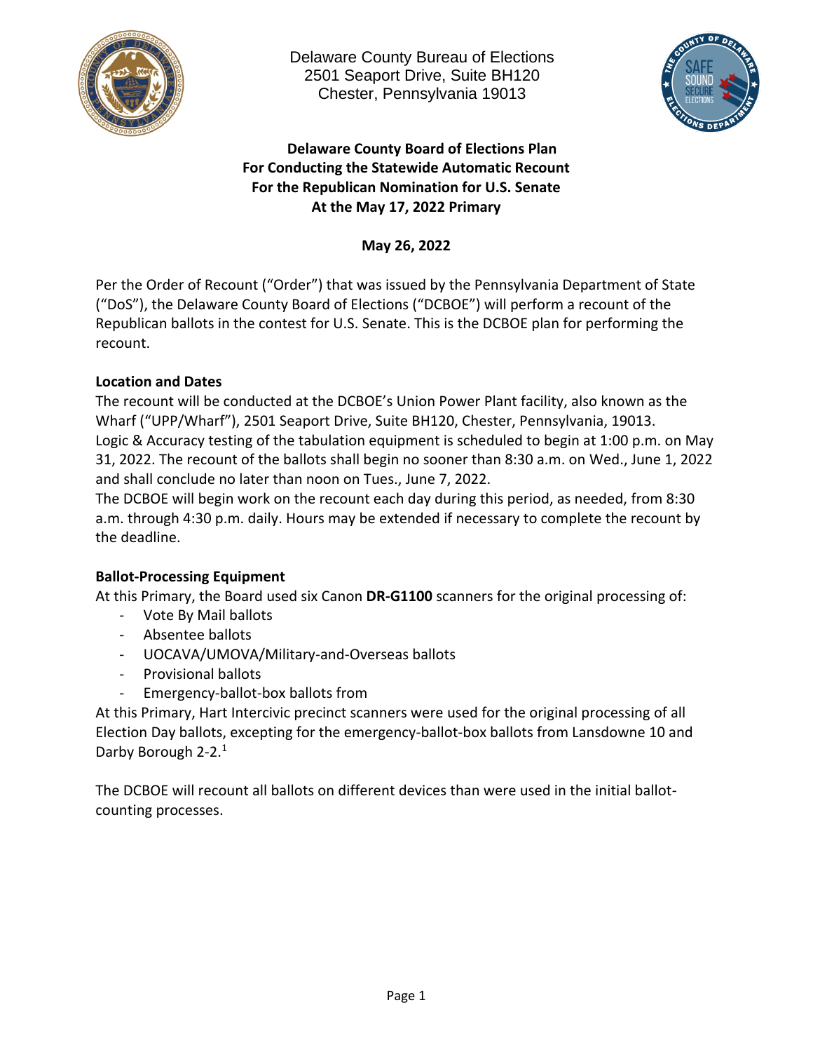Delaware County Bureau of Elections
2501 Seaport Drive, Suite BH120
Chester, Pennsylvania 19013

**Delaware County Board of Elections Plan**
**For Conducting the Statewide Automatic Recount**
**For the Republican Nomination for U.S. Senate**
**At the May 17, 2022 Primary**

**May 26, 2022**

Per the Order of Recount ("Order") that was issued by the Pennsylvania Department of State ("DoS"), the Delaware County Board of Elections ("DCBOE") will perform a recount of the Republican ballots in the contest for U.S. Senate. This is the DCBOE plan for performing the recount.

**Location and Dates**

The recount will be conducted at the DCBOE's Union Power Plant facility, also known as the Wharf ("UPP/Wharf"), 2501 Seaport Drive, Suite BH120, Chester, Pennsylvania, 19013.
Logic & Accuracy testing of the tabulation equipment is scheduled to begin at 1:00 p.m. on May 31, 2022. The recount of the ballots shall begin no sooner than 8:30 a.m. on Wed., June 1, 2022 and shall conclude no later than noon on Tues., June 7, 2022.
The DCBOE will begin work on the recount each day during this period, as needed, from 8:30 a.m. through 4:30 p.m. daily. Hours may be extended if necessary to complete the recount by the deadline.

**Ballot-Processing Equipment**

At this Primary, the Board used six Canon **DR-G1100** scanners for the original processing of:

- Vote By Mail ballots
- Absentee ballots
- UOCAVA/UMOVA/Military-and-Overseas ballots
- Provisional ballots
- Emergency-ballot-box ballots from

At this Primary, Hart Intercivic precinct scanners were used for the original processing of all Election Day ballots, excepting for the emergency-ballot-box ballots from Lansdowne 10 and Darby Borough 2-2.[1]

The DCBOE will recount all ballots on different devices than were used in the initial ballot-counting processes.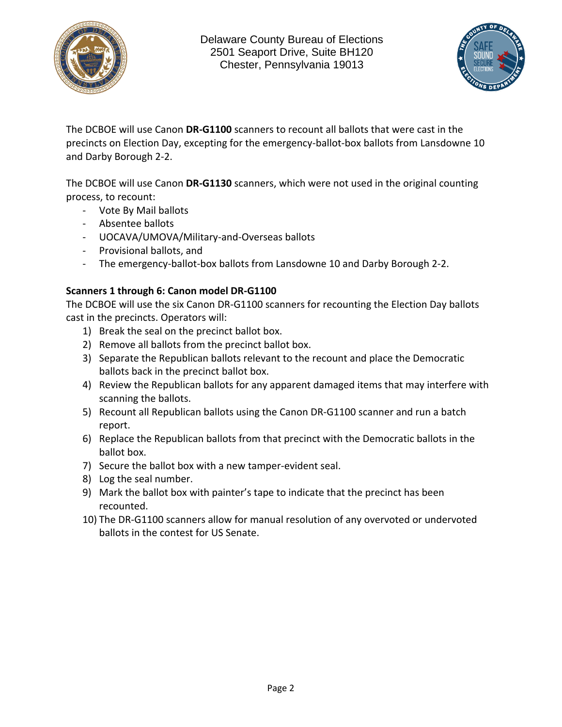The DCBOE will use Canon **DR-G1100** scanners to recount all ballots that were cast in the precincts on Election Day, excepting for the emergency-ballot-box ballots from Lansdowne 10 and Darby Borough 2-2.

The DCBOE will use Canon **DR-G1130** scanners, which were not used in the original counting process, to recount:

- Vote By Mail ballots
- Absentee ballots
- UOCAVA/UMOVA/Military-and-Overseas ballots
- Provisional ballots, and
- The emergency-ballot-box ballots from Lansdowne 10 and Darby Borough 2-2.

**Scanners 1 through 6: Canon model DR-G1100**

The DCBOE will use the six Canon DR-G1100 scanners for recounting the Election Day ballots cast in the precincts. Operators will:

1) Break the seal on the precinct ballot box.
2) Remove all ballots from the precinct ballot box.
3) Separate the Republican ballots relevant to the recount and place the Democratic ballots back in the precinct ballot box.
4) Review the Republican ballots for any apparent damaged items that may interfere with scanning the ballots.
5) Recount all Republican ballots using the Canon DR-G1100 scanner and run a batch report.
6) Replace the Republican ballots from that precinct with the Democratic ballots in the ballot box.
7) Secure the ballot box with a new tamper-evident seal.
8) Log the seal number.
9) Mark the ballot box with painter's tape to indicate that the precinct has been recounted.
10) The DR-G1100 scanners allow for manual resolution of any overvoted or undervoted ballots in the contest for US Senate.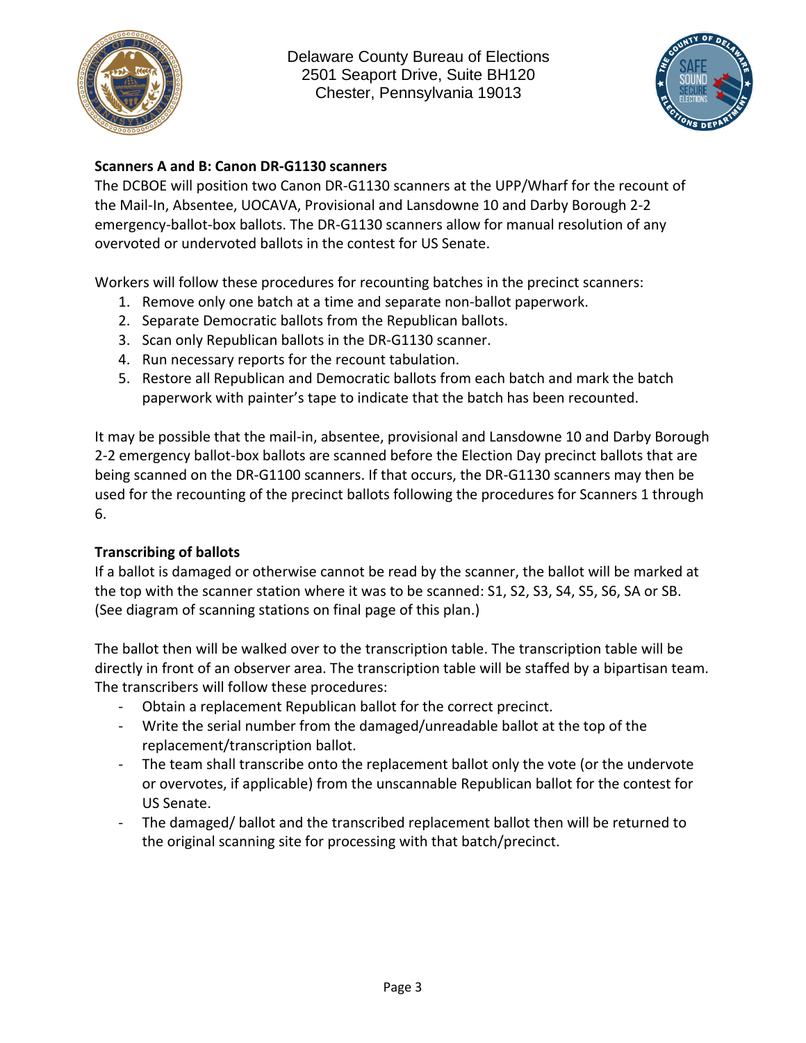**Scanners A and B: Canon DR-G1130 scanners**

The DCBOE will position two Canon DR-G1130 scanners at the UPP/Wharf for the recount of the Mail-In, Absentee, UOCAVA, Provisional and Lansdowne 10 and Darby Borough 2-2 emergency-ballot-box ballots. The DR-G1130 scanners allow for manual resolution of any overvoted or undervoted ballots in the contest for US Senate.

Workers will follow these procedures for recounting batches in the precinct scanners:

1. Remove only one batch at a time and separate non-ballot paperwork.
2. Separate Democratic ballots from the Republican ballots.
3. Scan only Republican ballots in the DR-G1130 scanner.
4. Run necessary reports for the recount tabulation.
5. Restore all Republican and Democratic ballots from each batch and mark the batch paperwork with painter's tape to indicate that the batch has been recounted.

It may be possible that the mail-in, absentee, provisional and Lansdowne 10 and Darby Borough 2-2 emergency ballot-box ballots are scanned before the Election Day precinct ballots that are being scanned on the DR-G1100 scanners. If that occurs, the DR-G1130 scanners may then be used for the recounting of the precinct ballots following the procedures for Scanners 1 through 6.

**Transcribing of ballots**

If a ballot is damaged or otherwise cannot be read by the scanner, the ballot will be marked at the top with the scanner station where it was to be scanned: S1, S2, S3, S4, S5, S6, SA or SB. (See diagram of scanning stations on final page of this plan.)

The ballot then will be walked over to the transcription table. The transcription table will be directly in front of an observer area. The transcription table will be staffed by a bipartisan team. The transcribers will follow these procedures:

- Obtain a replacement Republican ballot for the correct precinct.
- Write the serial number from the damaged/unreadable ballot at the top of the replacement/transcription ballot.
- The team shall transcribe onto the replacement ballot only the vote (or the undervote or overvotes, if applicable) from the unscannable Republican ballot for the contest for US Senate.
- The damaged/ ballot and the transcribed replacement ballot then will be returned to the original scanning site for processing with that batch/precinct.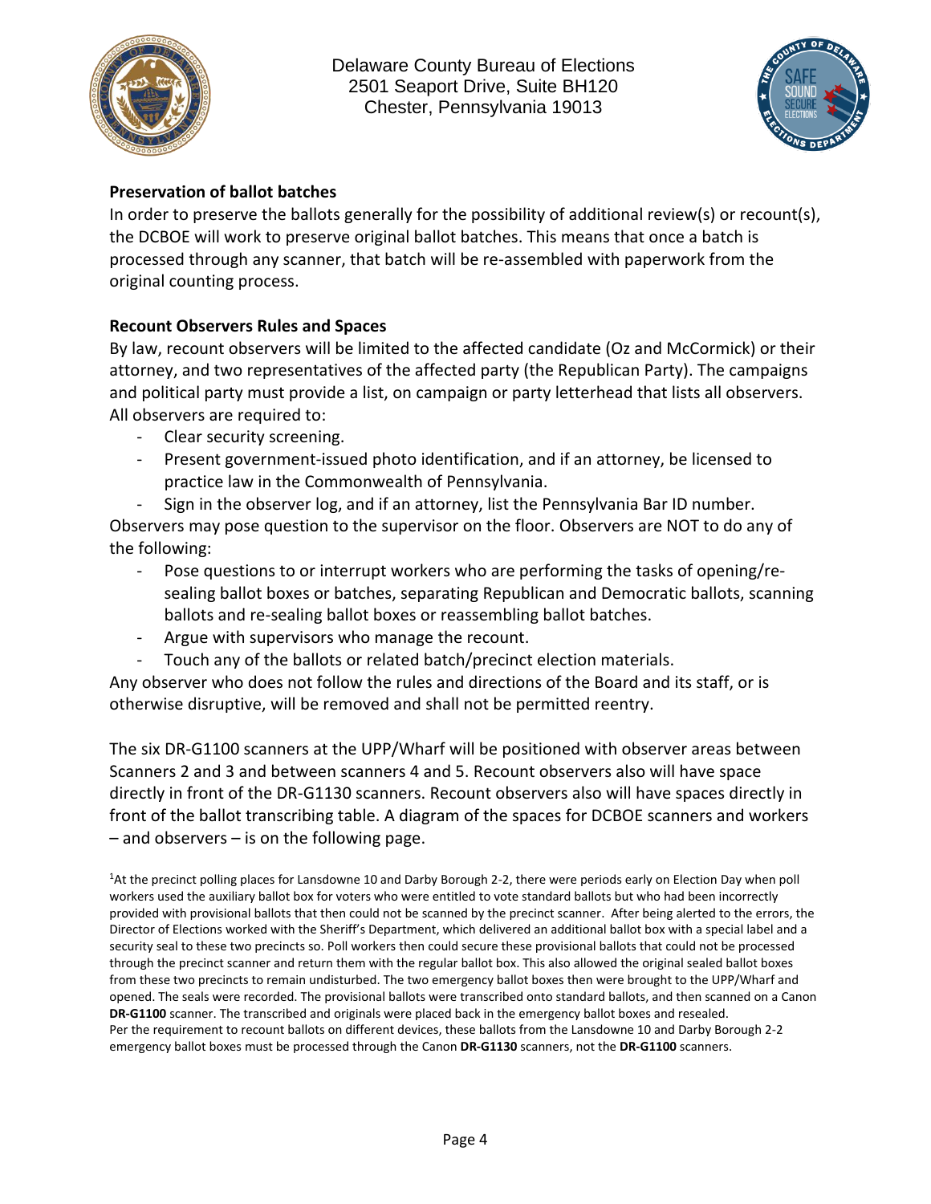**Preservation of ballot batches**

In order to preserve the ballots generally for the possibility of additional review(s) or recount(s), the DCBOE will work to preserve original ballot batches. This means that once a batch is processed through any scanner, that batch will be re-assembled with paperwork from the original counting process.

**Recount Observers Rules and Spaces**

By law, recount observers will be limited to the affected candidate (Oz and McCormick) or their attorney, and two representatives of the affected party (the Republican Party). The campaigns and political party must provide a list, on campaign or party letterhead that lists all observers. All observers are required to:

- Clear security screening.
- Present government-issued photo identification, and if an attorney, be licensed to practice law in the Commonwealth of Pennsylvania.
- Sign in the observer log, and if an attorney, list the Pennsylvania Bar ID number.

Observers may pose question to the supervisor on the floor. Observers are NOT to do any of the following:

- Pose questions to or interrupt workers who are performing the tasks of opening/re-sealing ballot boxes or batches, separating Republican and Democratic ballots, scanning ballots and re-sealing ballot boxes or reassembling ballot batches.
- Argue with supervisors who manage the recount.
- Touch any of the ballots or related batch/precinct election materials.

Any observer who does not follow the rules and directions of the Board and its staff, or is otherwise disruptive, will be removed and shall not be permitted reentry.

The six DR-G1100 scanners at the UPP/Wharf will be positioned with observer areas between Scanners 2 and 3 and between scanners 4 and 5. Recount observers also will have space directly in front of the DR-G1130 scanners. Recount observers also will have spaces directly in front of the ballot transcribing table. A diagram of the spaces for DCBOE scanners and workers – and observers – is on the following page.

[1] At the precinct polling places for Lansdowne 10 and Darby Borough 2-2, there were periods early on Election Day when poll workers used the auxiliary ballot box for voters who were entitled to vote standard ballots but who had been incorrectly provided with provisional ballots that then could not be scanned by the precinct scanner. After being alerted to the errors, the Director of Elections worked with the Sheriff's Department, which delivered an additional ballot box with a special label and a security seal to these two precincts so. Poll workers then could secure these provisional ballots that could not be processed through the precinct scanner and return them with the regular ballot box. This also allowed the original sealed ballot boxes from these two precincts to remain undisturbed. The two emergency ballot boxes then were brought to the UPP/Wharf and opened. The seals were recorded. The provisional ballots were transcribed onto standard ballots, and then scanned on a Canon **DR-G1100** scanner. The transcribed and originals were placed back in the emergency ballot boxes and resealed.
Per the requirement to recount ballots on different devices, these ballots from the Lansdowne 10 and Darby Borough 2-2 emergency ballot boxes must be processed through the Canon **DR-G1130** scanners, not the **DR-G1100** scanners.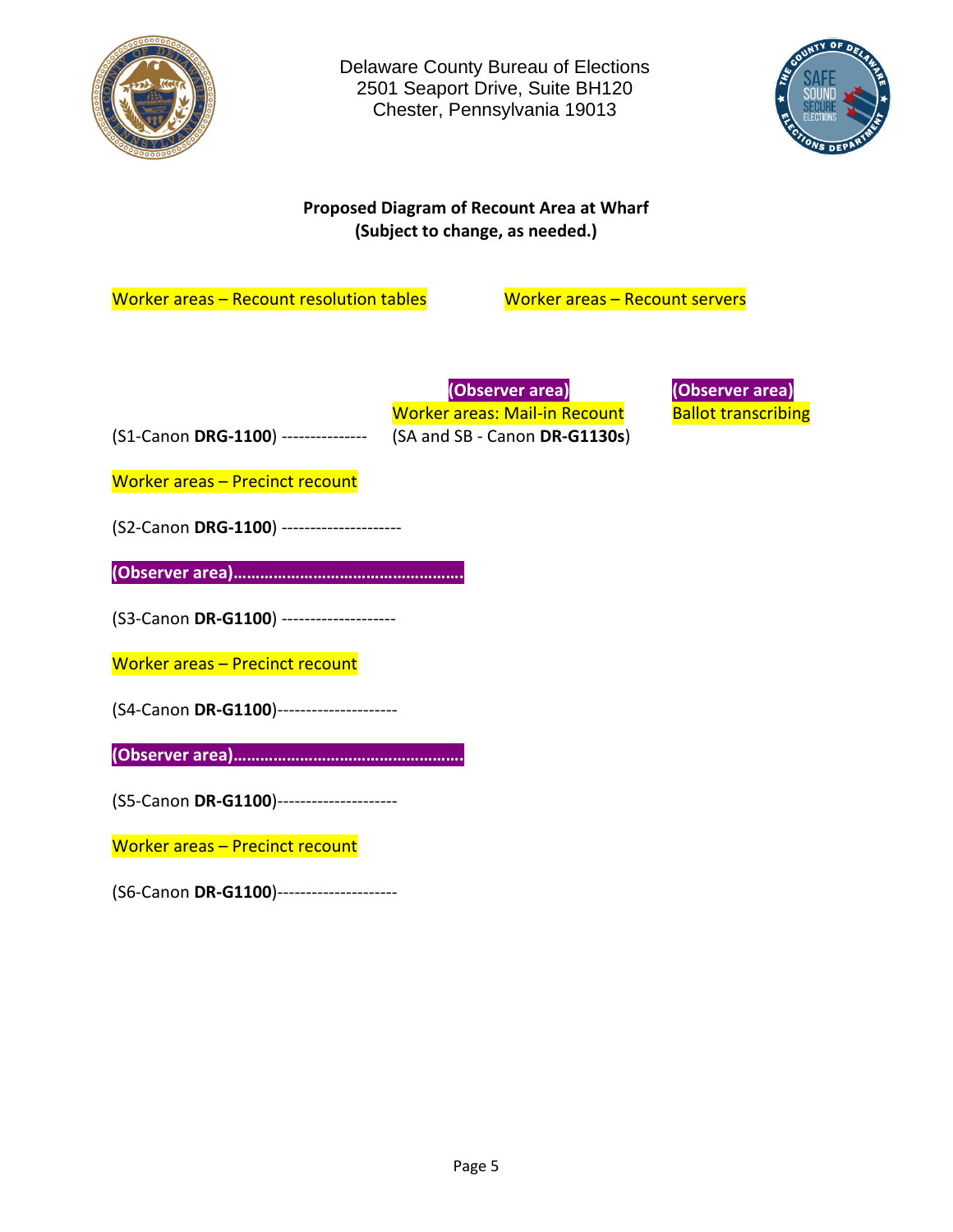Delaware County Bureau of Elections
2501 Seaport Drive, Suite BH120
Chester, Pennsylvania 19013

**Proposed Diagram of Recount Area at Wharf**
**(Subject to change, as needed.)**

Worker areas – Recount resolution tables

Worker areas – Recount servers

**(Observer area)**
Worker areas: Mail-in Recount
(SA and SB - Canon **DR-G1130s**)

**(Observer area)**
Ballot transcribing

(S1-Canon **DRG-1100**) ---------------

Worker areas – Precinct recount

(S2-Canon **DRG-1100**) ---------------------

**(Observer area)……………………………………………**

(S3-Canon **DR-G1100**) --------------------

Worker areas – Precinct recount

(S4-Canon **DR-G1100**)---------------------

**(Observer area)……………………………………………**

(S5-Canon **DR-G1100**)---------------------

Worker areas – Precinct recount

(S6-Canon **DR-G1100**)---------------------